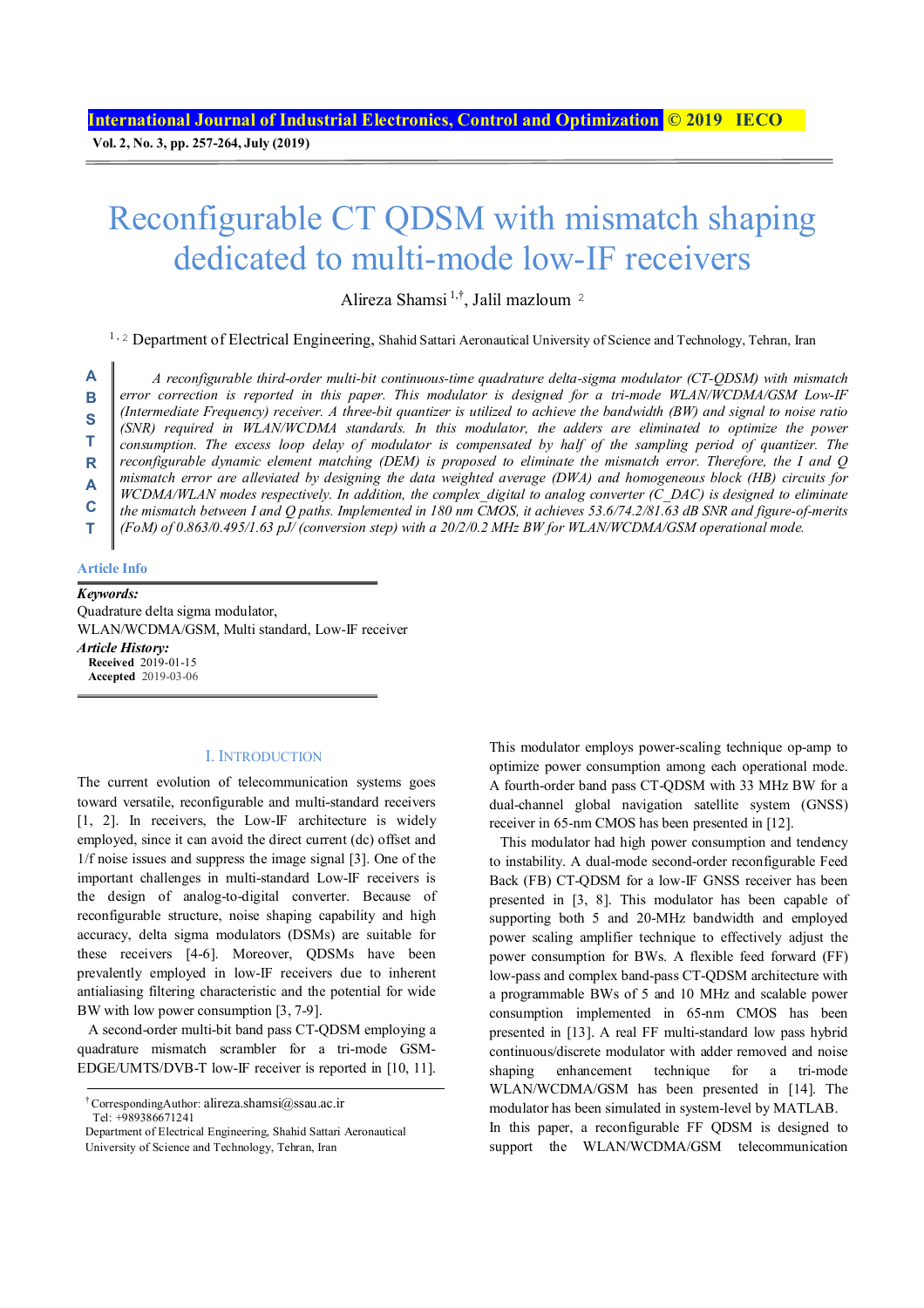# Reconfigurable CT QDSM with mismatch shaping dedicated to multi-mode low-IF receivers

Alireza Shamsi [1,†], Jalil mazloum [2]

[1, 2] Department of Electrical Engineering, Shahid Sattari Aeronautical University of Science and Technology, Tehran, Iran

**ABSTRACT**

*A reconfigurable third-order multi-bit continuous-time quadrature delta-sigma modulator (CT-QDSM) with mismatch error correction is reported in this paper. This modulator is designed for a tri-mode WLAN/WCDMA/GSM Low-IF (Intermediate Frequency) receiver. A three-bit quantizer is utilized to achieve the bandwidth (BW) and signal to noise ratio (SNR) required in WLAN/WCDMA standards. In this modulator, the adders are eliminated to optimize the power consumption. The excess loop delay of modulator is compensated by half of the sampling period of quantizer. The reconfigurable dynamic element matching (DEM) is proposed to eliminate the mismatch error. Therefore, the I and Q mismatch error are alleviated by designing the data weighted average (DWA) and homogeneous block (HB) circuits for WCDMA/WLAN modes respectively. In addition, the complex_digital to analog converter (C_DAC) is designed to eliminate the mismatch between I and Q paths. Implemented in 180 nm CMOS, it achieves 53.6/74.2/81.63 dB SNR and figure-of-merits (FoM) of 0.863/0.495/1.63 pJ/ (conversion step) with a 20/2/0.2 MHz BW for WLAN/WCDMA/GSM operational mode.*

**Article Info**

***Keywords:***
Quadrature delta sigma modulator,
WLAN/WCDMA/GSM, Multi standard, Low-IF receiver

***Article History:***
**Received** 2019-01-15
**Accepted** 2019-03-06

## I. Introduction

The current evolution of telecommunication systems goes toward versatile, reconfigurable and multi-standard receivers [1, 2]. In receivers, the Low-IF architecture is widely employed, since it can avoid the direct current (dc) offset and 1/f noise issues and suppress the image signal [3]. One of the important challenges in multi-standard Low-IF receivers is the design of analog-to-digital converter. Because of reconfigurable structure, noise shaping capability and high accuracy, delta sigma modulators (DSMs) are suitable for these receivers [4-6]. Moreover, QDSMs have been prevalently employed in low-IF receivers due to inherent antialiasing filtering characteristic and the potential for wide BW with low power consumption [3, 7-9].

A second-order multi-bit band pass CT-QDSM employing a quadrature mismatch scrambler for a tri-mode GSM-EDGE/UMTS/DVB-T low-IF receiver is reported in [10, 11]. This modulator employs power-scaling technique op-amp to optimize power consumption among each operational mode. A fourth-order band pass CT-QDSM with 33 MHz BW for a dual-channel global navigation satellite system (GNSS) receiver in 65-nm CMOS has been presented in [12].

This modulator had high power consumption and tendency to instability. A dual-mode second-order reconfigurable Feed Back (FB) CT-QDSM for a low-IF GNSS receiver has been presented in [3, 8]. This modulator has been capable of supporting both 5 and 20-MHz bandwidth and employed power scaling amplifier technique to effectively adjust the power consumption for BWs. A flexible feed forward (FF) low-pass and complex band-pass CT-QDSM architecture with a programmable BWs of 5 and 10 MHz and scalable power consumption implemented in 65-nm CMOS has been presented in [13]. A real FF multi-standard low pass hybrid continuous/discrete modulator with adder removed and noise shaping enhancement technique for a tri-mode WLAN/WCDMA/GSM has been presented in [14]. The modulator has been simulated in system-level by MATLAB.

In this paper, a reconfigurable FF QDSM is designed to support the WLAN/WCDMA/GSM telecommunication

---

[†] CorrespondingAuthor: alireza.shamsi@ssau.ac.ir
Tel: +989386671241
Department of Electrical Engineering, Shahid Sattari Aeronautical University of Science and Technology, Tehran, Iran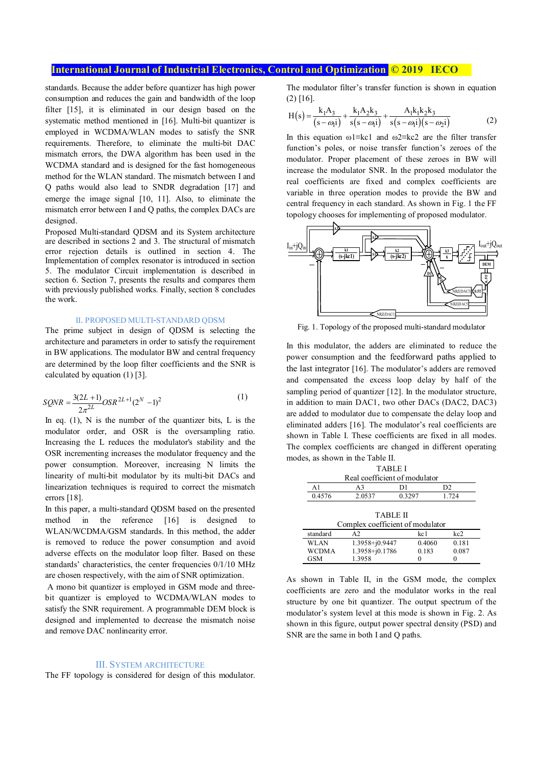standards. Because the adder before quantizer has high power consumption and reduces the gain and bandwidth of the loop filter [15], it is eliminated in our design based on the systematic method mentioned in [16]. Multi-bit quantizer is employed in WCDMA/WLAN modes to satisfy the SNR requirements. Therefore, to eliminate the multi-bit DAC mismatch errors, the DWA algorithm has been used in the WCDMA standard and is designed for the fast homogeneous method for the WLAN standard. The mismatch between I and Q paths would also lead to SNDR degradation [17] and emerge the image signal [10, 11]. Also, to eliminate the mismatch error between I and Q paths, the complex DACs are designed.

Proposed Multi-standard QDSM and its System architecture are described in sections 2 and 3. The structural of mismatch error rejection details is outlined in section 4. The Implementation of complex resonator is introduced in section 5. The modulator Circuit implementation is described in section 6. Section 7, presents the results and compares them with previously published works. Finally, section 8 concludes the work.

## II. Proposed Multi-Standard QDSM

The prime subject in design of QDSM is selecting the architecture and parameters in order to satisfy the requirement in BW applications. The modulator BW and central frequency are determined by the loop filter coefficients and the SNR is calculated by equation (1) [3].

$$SQNR = \frac{3(2L+1)}{2\pi^{2L}} OSR^{2L+1}(2^N - 1)^2 \tag{1}$$

In eq. (1), N is the number of the quantizer bits, L is the modulator order, and OSR is the oversampling ratio. Increasing the L reduces the modulator's stability and the OSR incrementing increases the modulator frequency and the power consumption. Moreover, increasing N limits the linearity of multi-bit modulator by its multi-bit DACs and linearization techniques is required to correct the mismatch errors [18].

In this paper, a multi-standard QDSM based on the presented method in the reference [16] is designed to WLAN/WCDMA/GSM standards. In this method, the adder is removed to reduce the power consumption and avoid adverse effects on the modulator loop filter. Based on these standards' characteristics, the center frequencies 0/1/10 MHz are chosen respectively, with the aim of SNR optimization.

A mono bit quantizer is employed in GSM mode and three-bit quantizer is employed to WCDMA/WLAN modes to satisfy the SNR requirement. A programmable DEM block is designed and implemented to decrease the mismatch noise and remove DAC nonlinearity error.

## III. System Architecture

The FF topology is considered for design of this modulator. The modulator filter's transfer function is shown in equation (2) [16].

$$H(s) = \frac{k_1 A_3}{(s-\omega_1 i)} + \frac{k_1 A_2 k_3}{s(s-\omega_1 i)} + \frac{A_1 k_1 k_2 k_3}{s(s-\omega_1 i)(s-\omega_2 i)} \tag{2}$$

In this equation $\omega 1 \equiv kc1$ and $\omega 2 \equiv kc2$ are the filter transfer function's poles, or noise transfer function's zeroes of the modulator. Proper placement of these zeroes in BW will increase the modulator SNR. In the proposed modulator the real coefficients are fixed and complex coefficients are variable in three operation modes to provide the BW and central frequency in each standard. As shown in Fig. 1 the FF topology chooses for implementing of proposed modulator.

Fig. 1. Topology of the proposed multi-standard modulator

In this modulator, the adders are eliminated to reduce the power consumption and the feedforward paths applied to the last integrator [16]. The modulator's adders are removed and compensated the excess loop delay by half of the sampling period of quantizer [12]. In the modulator structure, in addition to main DAC1, two other DACs (DAC2, DAC3) are added to modulator due to compensate the delay loop and eliminated adders [16]. The modulator's real coefficients are shown in Table I. These coefficients are fixed in all modes. The complex coefficients are changed in different operating modes, as shown in the Table II.

TABLE I
Real coefficient of modulator

| A1 | A3 | D1 | D2 |
|---|---|---|---|
| 0.4576 | 2.0537 | 0.3297 | 1.724 |

TABLE II
Complex coefficient of modulator

| standard | A2 | kc1 | kc2 |
|---|---|---|---|
| WLAN | 1.3958+j0.9447 | 0.4060 | 0.181 |
| WCDMA | 1.3958+j0.1786 | 0.183 | 0.087 |
| GSM | 1.3958 | 0 | 0 |

As shown in Table II, in the GSM mode, the complex coefficients are zero and the modulator works in the real structure by one bit quantizer. The output spectrum of the modulator's system level at this mode is shown in Fig. 2. As shown in this figure, output power spectral density (PSD) and SNR are the same in both I and Q paths.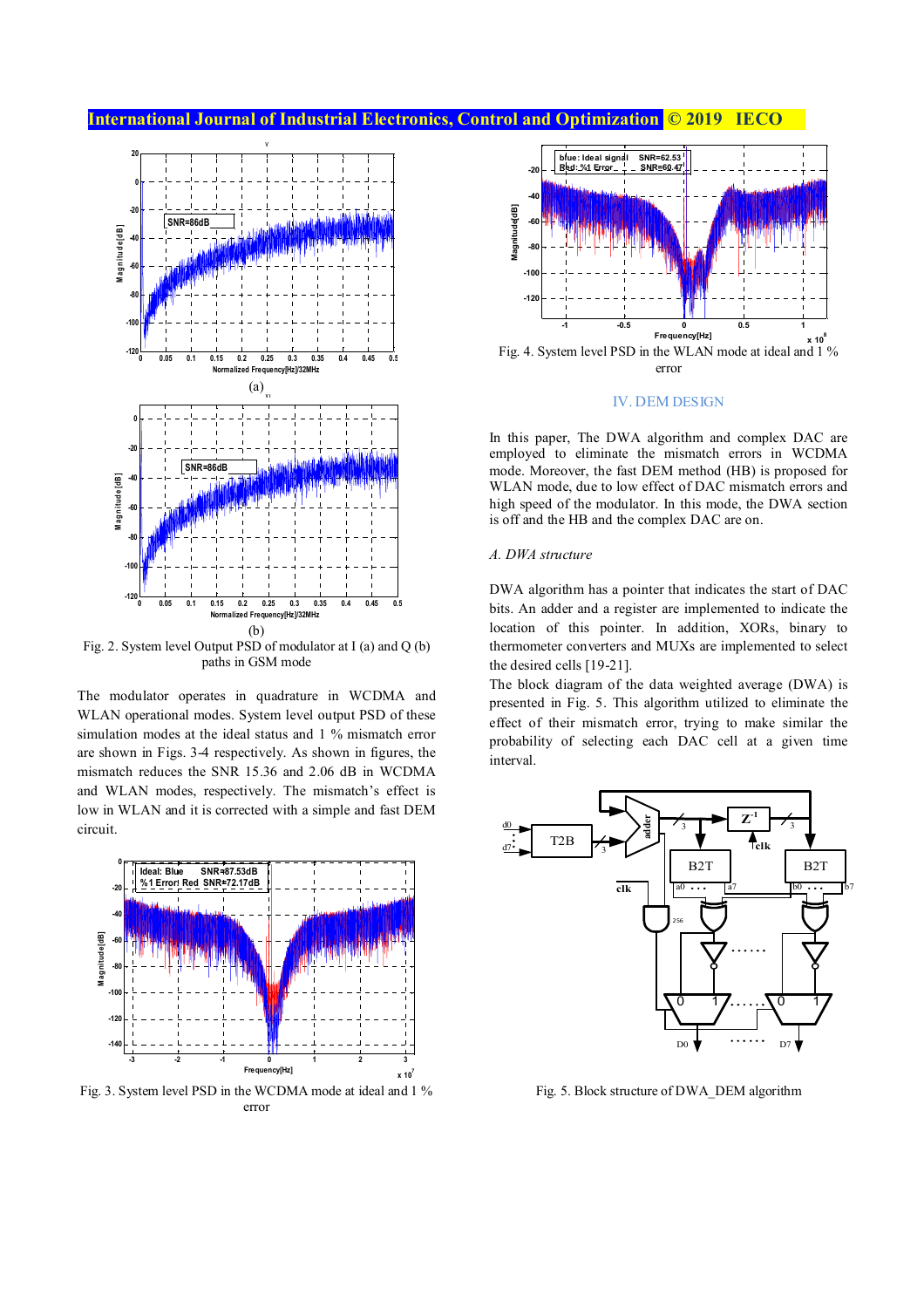Fig. 2. System level Output PSD of modulator at I (a) and Q (b) paths in GSM mode

The modulator operates in quadrature in WCDMA and WLAN operational modes. System level output PSD of these simulation modes at the ideal status and 1 % mismatch error are shown in Figs. 3-4 respectively. As shown in figures, the mismatch reduces the SNR 15.36 and 2.06 dB in WCDMA and WLAN modes, respectively. The mismatch's effect is low in WLAN and it is corrected with a simple and fast DEM circuit.

Fig. 3. System level PSD in the WCDMA mode at ideal and 1 % error

Fig. 4. System level PSD in the WLAN mode at ideal and 1 % error

## IV. DEM DESIGN

In this paper, The DWA algorithm and complex DAC are employed to eliminate the mismatch errors in WCDMA mode. Moreover, the fast DEM method (HB) is proposed for WLAN mode, due to low effect of DAC mismatch errors and high speed of the modulator. In this mode, the DWA section is off and the HB and the complex DAC are on.

### *A. DWA structure*

DWA algorithm has a pointer that indicates the start of DAC bits. An adder and a register are implemented to indicate the location of this pointer. In addition, XORs, binary to thermometer converters and MUXs are implemented to select the desired cells [19-21].

The block diagram of the data weighted average (DWA) is presented in Fig. 5. This algorithm utilized to eliminate the effect of their mismatch error, trying to make similar the probability of selecting each DAC cell at a given time interval.

Fig. 5. Block structure of DWA_DEM algorithm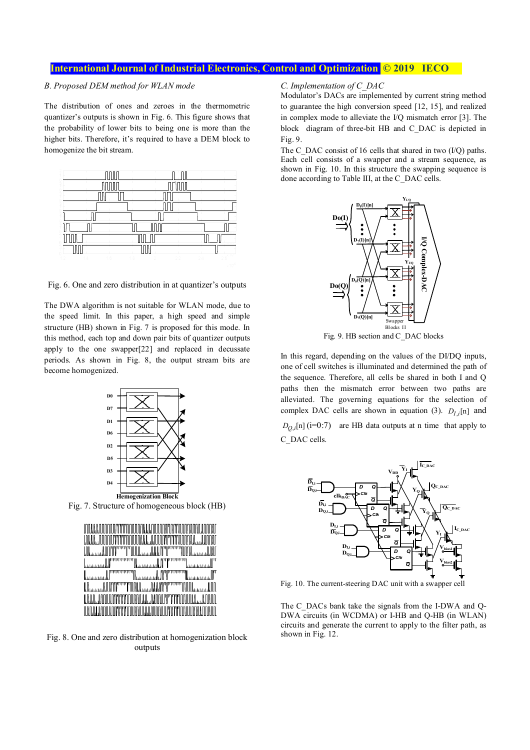### B. Proposed DEM method for WLAN mode

The distribution of ones and zeroes in the thermometric quantizer's outputs is shown in Fig. 6. This figure shows that the probability of lower bits to being one is more than the higher bits. Therefore, it's required to have a DEM block to homogenize the bit stream.

Fig. 6. One and zero distribution in at quantizer's outputs

The DWA algorithm is not suitable for WLAN mode, due to the speed limit. In this paper, a high speed and simple structure (HB) shown in Fig. 7 is proposed for this mode. In this method, each top and down pair bits of quantizer outputs apply to the one swapper[22] and replaced in decussate periods. As shown in Fig. 8, the output stream bits are become homogenized.

Fig. 7. Structure of homogeneous block (HB)

Fig. 8. One and zero distribution at homogenization block outputs

### C. Implementation of C_DAC

Modulator's DACs are implemented by current string method to guarantee the high conversion speed [12, 15], and realized in complex mode to alleviate the I/Q mismatch error [3]. The block diagram of three-bit HB and C_DAC is depicted in Fig. 9.

The C_DAC consist of 16 cells that shared in two (I/Q) paths. Each cell consists of a swapper and a stream sequence, as shown in Fig. 10. In this structure the swapping sequence is done according to Table III, at the C_DAC cells.

Fig. 9. HB section and C_DAC blocks

In this regard, depending on the values of the DI/DQ inputs, one of cell switches is illuminated and determined the path of the sequence. Therefore, all cells be shared in both I and Q paths then the mismatch error between two paths are alleviated. The governing equations for the selection of complex DAC cells are shown in equation (3). $D_{I,i}[n]$ and $D_{Q,i}[n]$ (i=0:7) are HB data outputs at n time that apply to C_DAC cells.

Fig. 10. The current-steering DAC unit with a swapper cell

The C_DACs bank take the signals from the I-DWA and Q-DWA circuits (in WCDMA) or I-HB and Q-HB (in WLAN) circuits and generate the current to apply to the filter path, as shown in Fig. 12.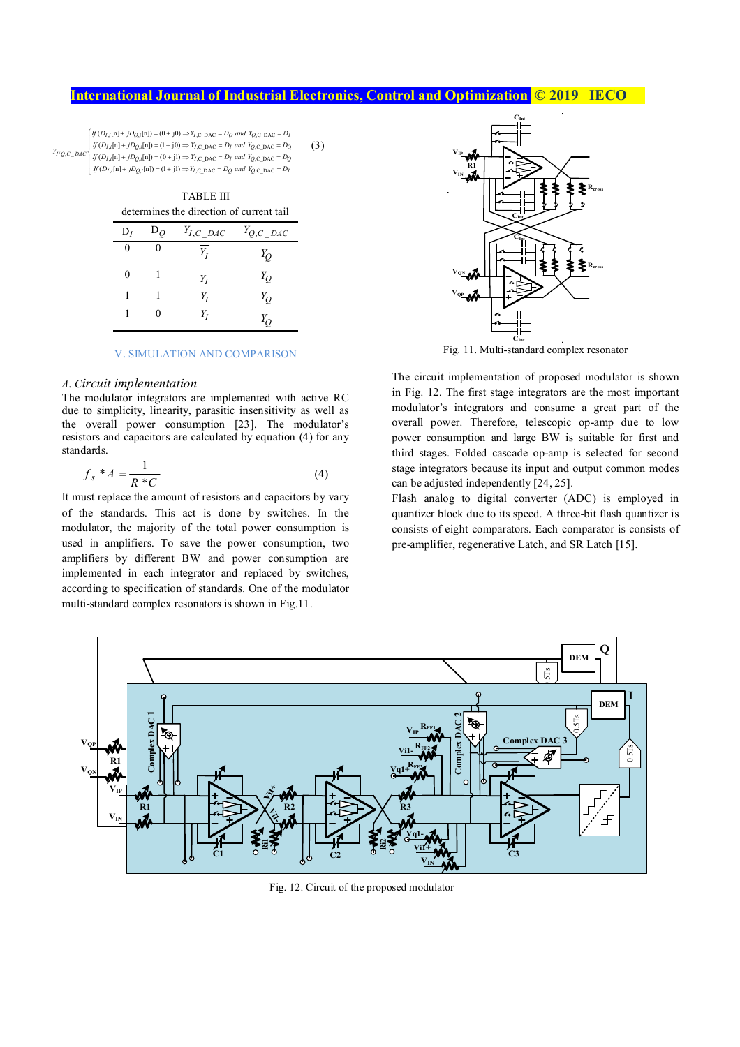$$Y_{I/Q,C\_DAC}\begin{cases} If\,(D_{I,I}[n]+jD_{Q,I}[n])=(0+j0)\Rightarrow Y_{I,C\_DAC}=D_Q \text{ and } Y_{Q,C\_DAC}=D_I \\ If\,(D_{I,I}[n]+jD_{Q,I}[n])=(1+j0)\Rightarrow Y_{I,C\_DAC}=D_I \text{ and } Y_{Q,C\_DAC}=D_Q \\ If\,(D_{I,I}[n]+jD_{Q,I}[n])=(0+j1)\Rightarrow Y_{I,C\_DAC}=D_I \text{ and } Y_{Q,C\_DAC}=D_Q \\ If\,(D_{I,I}[n]+jD_{Q,I}[n])=(1+j1)\Rightarrow Y_{I,C\_DAC}=D_Q \text{ and } Y_{Q,C\_DAC}=D_I \end{cases} \quad (3)$$

TABLE III

determines the direction of current tail

| $D_I$ | $D_Q$ | $Y_{I,C\_DAC}$ | $Y_{Q,C\_DAC}$ |
|---|---|---|---|
| 0 | 0 | $\overline{Y_I}$ | $\overline{Y_Q}$ |
| 0 | 1 | $\overline{Y_I}$ | $Y_Q$ |
| 1 | 1 | $Y_I$ | $Y_Q$ |
| 1 | 0 | $Y_I$ | $\overline{Y_Q}$ |

## V. SIMULATION AND COMPARISON

### *A. Circuit implementation*

The modulator integrators are implemented with active RC due to simplicity, linearity, parasitic insensitivity as well as the overall power consumption [23]. The modulator's resistors and capacitors are calculated by equation (4) for any standards.

$$f_s * A = \frac{1}{R * C} \quad (4)$$

It must replace the amount of resistors and capacitors by vary of the standards. This act is done by switches. In the modulator, the majority of the total power consumption is used in amplifiers. To save the power consumption, two amplifiers by different BW and power consumption are implemented in each integrator and replaced by switches, according to specification of standards. One of the modulator multi-standard complex resonators is shown in Fig.11.

Fig. 11. Multi-standard complex resonator

The circuit implementation of proposed modulator is shown in Fig. 12. The first stage integrators are the most important modulator's integrators and consume a great part of the overall power. Therefore, telescopic op-amp due to low power consumption and large BW is suitable for first and third stages. Folded cascade op-amp is selected for second stage integrators because its input and output common modes can be adjusted independently [24, 25].

Flash analog to digital converter (ADC) is employed in quantizer block due to its speed. A three-bit flash quantizer is consists of eight comparators. Each comparator is consists of pre-amplifier, regenerative Latch, and SR Latch [15].

Fig. 12. Circuit of the proposed modulator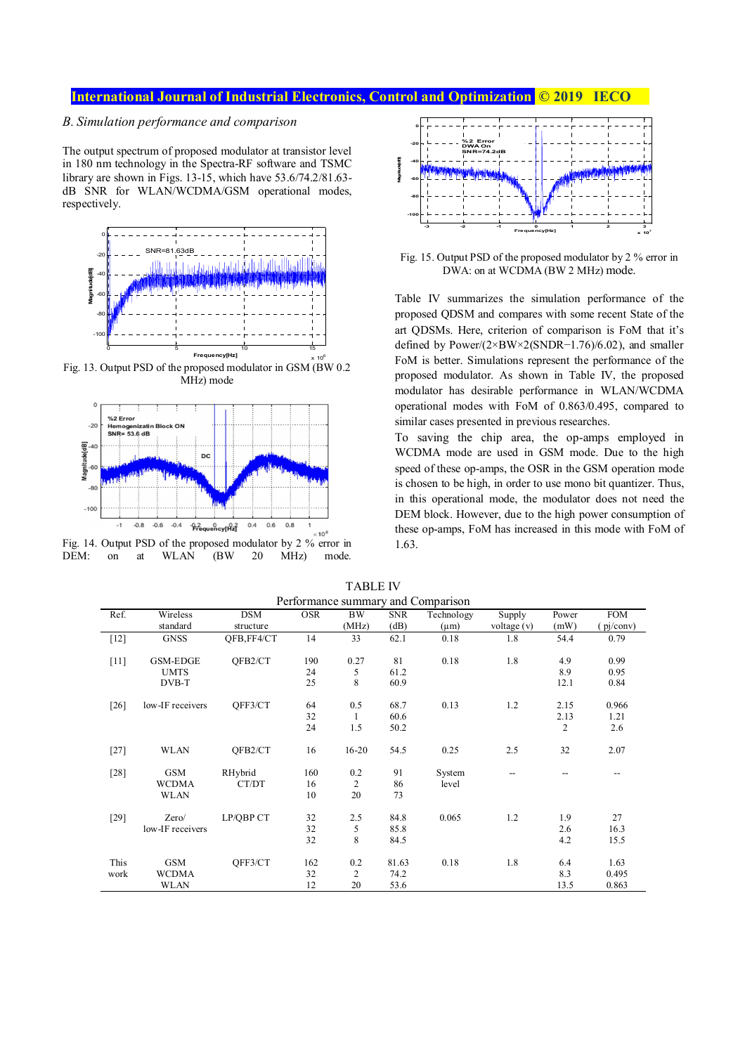### B. Simulation performance and comparison

The output spectrum of proposed modulator at transistor level in 180 nm technology in the Spectra-RF software and TSMC library are shown in Figs. 13-15, which have 53.6/74.2/81.63-dB SNR for WLAN/WCDMA/GSM operational modes, respectively.

Fig. 13. Output PSD of the proposed modulator in GSM (BW 0.2 MHz) mode

Fig. 14. Output PSD of the proposed modulator by 2 % error in DEM: on at WLAN (BW 20 MHz) mode.

Fig. 15. Output PSD of the proposed modulator by 2 % error in DWA: on at WCDMA (BW 2 MHz) mode.

Table IV summarizes the simulation performance of the proposed QDSM and compares with some recent State of the art QDSMs. Here, criterion of comparison is FoM that it's defined by Power/(2×BW×2(SNDR−1.76)/6.02), and smaller FoM is better. Simulations represent the performance of the proposed modulator. As shown in Table IV, the proposed modulator has desirable performance in WLAN/WCDMA operational modes with FoM of 0.863/0.495, compared to similar cases presented in previous researches.

To saving the chip area, the op-amps employed in WCDMA mode are used in GSM mode. Due to the high speed of these op-amps, the OSR in the GSM operation mode is chosen to be high, in order to use mono bit quantizer. Thus, in this operational mode, the modulator does not need the DEM block. However, due to the high power consumption of these op-amps, FoM has increased in this mode with FoM of 1.63.

TABLE IV
Performance summary and Comparison

| Ref. | Wireless standard | DSM structure | OSR | BW (MHz) | SNR (dB) | Technology (µm) | Supply voltage (v) | Power (mW) | FOM ( pj/conv) |
|---|---|---|---|---|---|---|---|---|---|
| [12] | GNSS | QFB,FF4/CT | 14 | 33 | 62.1 | 0.18 | 1.8 | 54.4 | 0.79 |
| [11] | GSM-EDGE<br>UMTS<br>DVB-T | QFB2/CT | 190<br>24<br>25 | 0.27<br>5<br>8 | 81<br>61.2<br>60.9 | 0.18 | 1.8 | 4.9<br>8.9<br>12.1 | 0.99<br>0.95<br>0.84 |
| [26] | low-IF receivers | QFF3/CT | 64<br>32<br>24 | 0.5<br>1<br>1.5 | 68.7<br>60.6<br>50.2 | 0.13 | 1.2 | 2.15<br>2.13<br>2 | 0.966<br>1.21<br>2.6 |
| [27] | WLAN | QFB2/CT | 16 | 16-20 | 54.5 | 0.25 | 2.5 | 32 | 2.07 |
| [28] | GSM<br>WCDMA<br>WLAN | RHybrid CT/DT | 160<br>16<br>10 | 0.2<br>2<br>20 | 91<br>86<br>73 | System level | -- | -- | -- |
| [29] | Zero/ low-IF receivers | LP/QBP CT | 32<br>32<br>32 | 2.5<br>5<br>8 | 84.8<br>85.8<br>84.5 | 0.065 | 1.2 | 1.9<br>2.6<br>4.2 | 27<br>16.3<br>15.5 |
| This work | GSM<br>WCDMA<br>WLAN | QFF3/CT | 162<br>32<br>12 | 0.2<br>2<br>20 | 81.63<br>74.2<br>53.6 | 0.18 | 1.8 | 6.4<br>8.3<br>13.5 | 1.63<br>0.495<br>0.863 |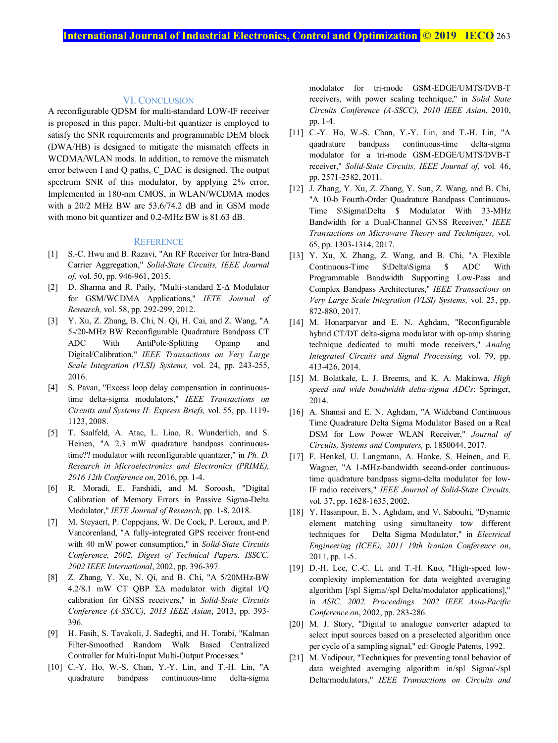## VI. Conclusion

A reconfigurable QDSM for multi-standard LOW-IF receiver is proposed in this paper. Multi-bit quantizer is employed to satisfy the SNR requirements and programmable DEM block (DWA/HB) is designed to mitigate the mismatch effects in WCDMA/WLAN mods. In addition, to remove the mismatch error between I and Q paths, C_DAC is designed. The output spectrum SNR of this modulator, by applying 2% error, Implemented in 180-nm CMOS, in WLAN/WCDMA modes with a 20/2 MHz BW are 53.6/74.2 dB and in GSM mode with mono bit quantizer and 0.2-MHz BW is 81.63 dB.

## Reference

[1] S.-C. Hwu and B. Razavi, "An RF Receiver for Intra-Band Carrier Aggregation," *Solid-State Circuits, IEEE Journal of,* vol. 50, pp. 946-961, 2015.

[2] D. Sharma and R. Paily, "Multi-standard Σ-Δ Modulator for GSM/WCDMA Applications," *IETE Journal of Research,* vol. 58, pp. 292-299, 2012.

[3] Y. Xu, Z. Zhang, B. Chi, N. Qi, H. Cai, and Z. Wang, "A 5-/20-MHz BW Reconfigurable Quadrature Bandpass CT ADC With AntiPole-Splitting Opamp and Digital/Calibration," *IEEE Transactions on Very Large Scale Integration (VLSI) Systems,* vol. 24, pp. 243-255, 2016.

[4] S. Pavan, "Excess loop delay compensation in continuous-time delta-sigma modulators," *IEEE Transactions on Circuits and Systems II: Express Briefs,* vol. 55, pp. 1119-1123, 2008.

[5] T. Saalfeld, A. Atac, L. Liao, R. Wunderlich, and S. Heinen, "A 2.3 mW quadrature bandpass continuous-time?? modulator with reconfigurable quantizer," in *Ph. D. Research in Microelectronics and Electronics (PRIME), 2016 12th Conference on*, 2016, pp. 1-4.

[6] R. Moradi, E. Farshidi, and M. Soroosh, "Digital Calibration of Memory Errors in Passive Sigma-Delta Modulator," *IETE Journal of Research,* pp. 1-8, 2018.

[7] M. Steyaert, P. Coppejans, W. De Cock, P. Leroux, and P. Vancorenland, "A fully-integrated GPS receiver front-end with 40 mW power consumption," in *Solid-State Circuits Conference, 2002. Digest of Technical Papers. ISSCC. 2002 IEEE International*, 2002, pp. 396-397.

[8] Z. Zhang, Y. Xu, N. Qi, and B. Chi, "A 5/20MHz-BW 4.2/8.1 mW CT QBP ΣΔ modulator with digital I/Q calibration for GNSS receivers," in *Solid-State Circuits Conference (A-SSCC), 2013 IEEE Asian*, 2013, pp. 393-396.

[9] H. Fasih, S. Tavakoli, J. Sadeghi, and H. Torabi, "Kalman Filter-Smoothed Random Walk Based Centralized Controller for Multi-Input Multi-Output Processes."

[10] C.-Y. Ho, W.-S. Chan, Y.-Y. Lin, and T.-H. Lin, "A quadrature bandpass continuous-time delta-sigma modulator for tri-mode GSM-EDGE/UMTS/DVB-T receivers, with power scaling technique," in *Solid State Circuits Conference (A-SSCC), 2010 IEEE Asian*, 2010, pp. 1-4.

[11] C.-Y. Ho, W.-S. Chan, Y.-Y. Lin, and T.-H. Lin, "A quadrature bandpass continuous-time delta-sigma modulator for a tri-mode GSM-EDGE/UMTS/DVB-T receiver," *Solid-State Circuits, IEEE Journal of,* vol. 46, pp. 2571-2582, 2011.

[12] J. Zhang, Y. Xu, Z. Zhang, Y. Sun, Z. Wang, and B. Chi, "A 10-b Fourth-Order Quadrature Bandpass Continuous-Time $\Sigma\Delta $ Modulator With 33-MHz Bandwidth for a Dual-Channel GNSS Receiver," *IEEE Transactions on Microwave Theory and Techniques,* vol. 65, pp. 1303-1314, 2017.

[13] Y. Xu, X. Zhang, Z. Wang, and B. Chi, "A Flexible Continuous-Time $\Delta\Sigma $ ADC With Programmable Bandwidth Supporting Low-Pass and Complex Bandpass Architectures," *IEEE Transactions on Very Large Scale Integration (VLSI) Systems,* vol. 25, pp. 872-880, 2017.

[14] M. Honarparvar and E. N. Aghdam, "Reconfigurable hybrid CT/DT delta-sigma modulator with op-amp sharing technique dedicated to multi mode receivers," *Analog Integrated Circuits and Signal Processing,* vol. 79, pp. 413-426, 2014.

[15] M. Bolatkale, L. J. Breems, and K. A. Makinwa, *High speed and wide bandwidth delta-sigma ADCs*: Springer, 2014.

[16] A. Shamsi and E. N. Aghdam, "A Wideband Continuous Time Quadrature Delta Sigma Modulator Based on a Real DSM for Low Power WLAN Receiver," *Journal of Circuits, Systems and Computers,* p. 1850044, 2017.

[17] F. Henkel, U. Langmann, A. Hanke, S. Heinen, and E. Wagner, "A 1-MHz-bandwidth second-order continuous-time quadrature bandpass sigma-delta modulator for low-IF radio receivers," *IEEE Journal of Solid-State Circuits,* vol. 37, pp. 1628-1635, 2002.

[18] Y. Hasanpour, E. N. Aghdam, and V. Sabouhi, "Dynamic element matching using simultaneity tow different techniques for Delta Sigma Modulator," in *Electrical Engineering (ICEE), 2011 19th Iranian Conference on*, 2011, pp. 1-5.

[19] D.-H. Lee, C.-C. Li, and T.-H. Kuo, "High-speed low-complexity implementation for data weighted averaging algorithm [/spl Sigma//spl Delta/modulator applications]," in *ASIC, 2002. Proceedings. 2002 IEEE Asia-Pacific Conference on*, 2002, pp. 283-286.

[20] M. J. Story, "Digital to analogue converter adapted to select input sources based on a preselected algorithm once per cycle of a sampling signal," ed: Google Patents, 1992.

[21] M. Vadipour, "Techniques for preventing tonal behavior of data weighted averaging algorithm in/spl Sigma/-/spl Delta/modulators," *IEEE Transactions on Circuits and*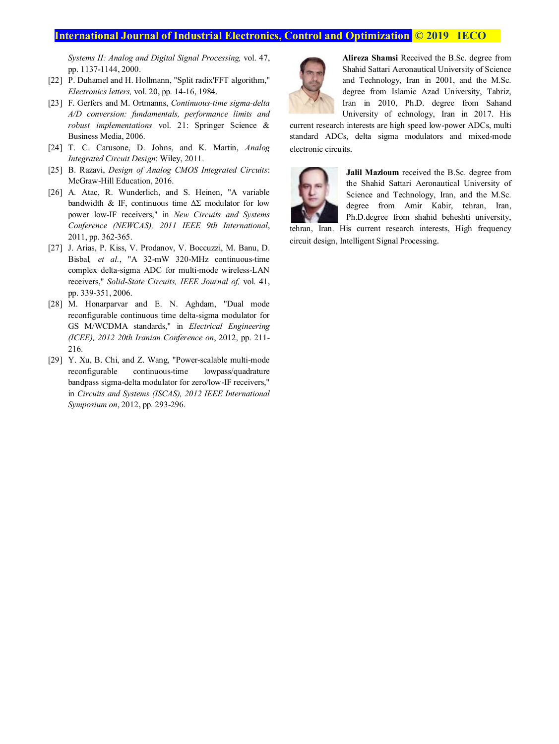*Systems II: Analog and Digital Signal Processing,* vol. 47, pp. 1137-1144, 2000.

[22] P. Duhamel and H. Hollmann, "Split radix'FFT algorithm," *Electronics letters,* vol. 20, pp. 14-16, 1984.

[23] F. Gerfers and M. Ortmanns, *Continuous-time sigma-delta A/D conversion: fundamentals, performance limits and robust implementations* vol. 21: Springer Science & Business Media, 2006.

[24] T. C. Carusone, D. Johns, and K. Martin, *Analog Integrated Circuit Design*: Wiley, 2011.

[25] B. Razavi, *Design of Analog CMOS Integrated Circuits*: McGraw-Hill Education, 2016.

[26] A. Atac, R. Wunderlich, and S. Heinen, "A variable bandwidth & IF, continuous time ΔΣ modulator for low power low-IF receivers," in *New Circuits and Systems Conference (NEWCAS), 2011 IEEE 9th International*, 2011, pp. 362-365.

[27] J. Arias, P. Kiss, V. Prodanov, V. Boccuzzi, M. Banu, D. Bisbal*, et al.*, "A 32-mW 320-MHz continuous-time complex delta-sigma ADC for multi-mode wireless-LAN receivers," *Solid-State Circuits, IEEE Journal of,* vol. 41, pp. 339-351, 2006.

[28] M. Honarparvar and E. N. Aghdam, "Dual mode reconfigurable continuous time delta-sigma modulator for GS M/WCDMA standards," in *Electrical Engineering (ICEE), 2012 20th Iranian Conference on*, 2012, pp. 211-216.

[29] Y. Xu, B. Chi, and Z. Wang, "Power-scalable multi-mode reconfigurable continuous-time lowpass/quadrature bandpass sigma-delta modulator for zero/low-IF receivers," in *Circuits and Systems (ISCAS), 2012 IEEE International Symposium on*, 2012, pp. 293-296.

**Alireza Shamsi** Received the B.Sc. degree from Shahid Sattari Aeronautical University of Science and Technology, Iran in 2001, and the M.Sc. degree from Islamic Azad University, Tabriz, Iran in 2010, Ph.D. degree from Sahand University of echnology, Iran in 2017. His current research interests are high speed low-power ADCs, multi standard ADCs, delta sigma modulators and mixed-mode electronic circuits.

**Jalil Mazloum** received the B.Sc. degree from the Shahid Sattari Aeronautical University of Science and Technology, Iran, and the M.Sc. degree from Amir Kabir, tehran, Iran, Ph.D.degree from shahid beheshti university, tehran, Iran. His current research interests, High frequency circuit design, Intelligent Signal Processing.